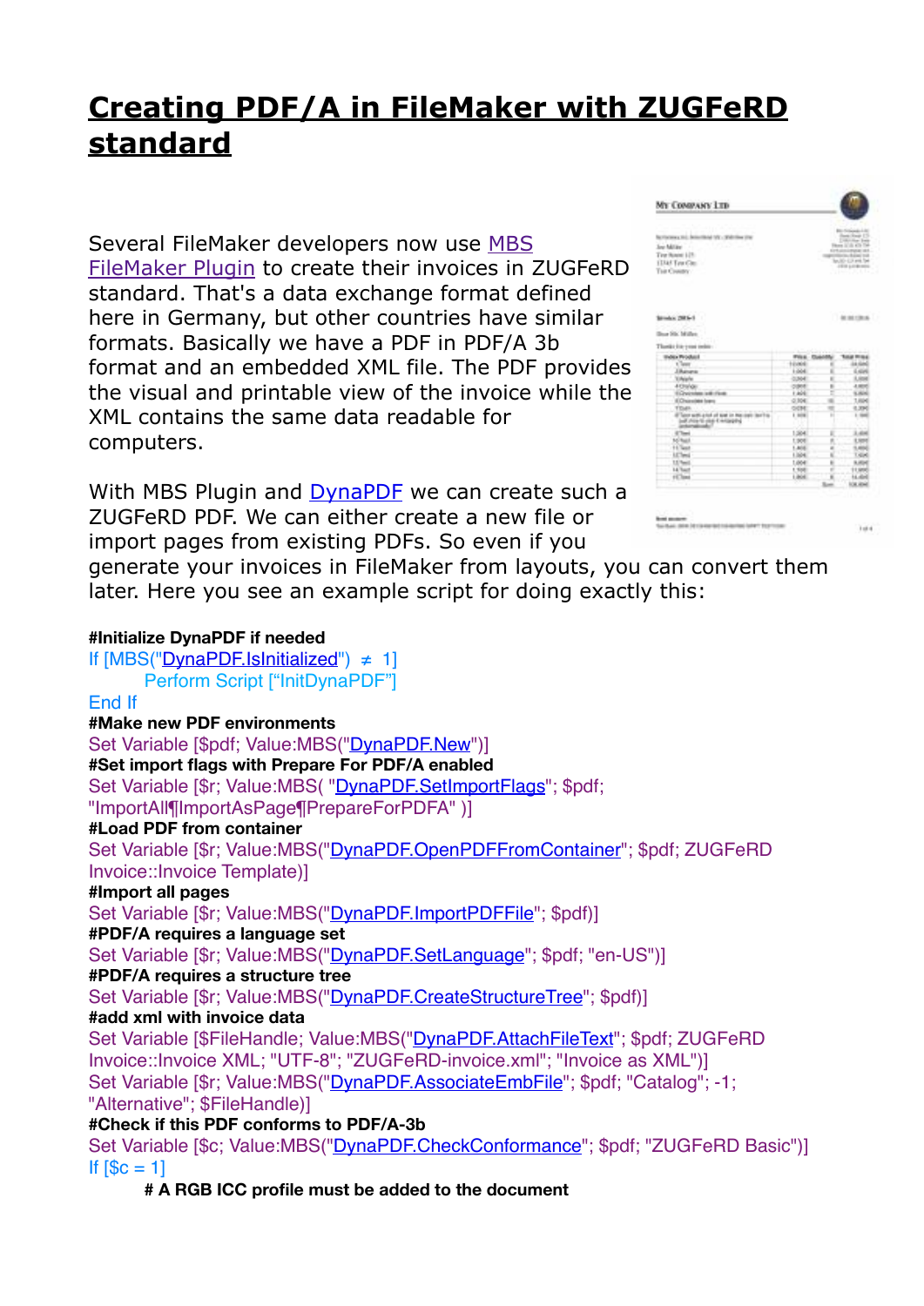# Creating PDF/A in FileMaker with ZUGFeRD standard

Several FileMaker developers now use MBS FileMaker Plugin to create their invoices in ZUGFeRD standard. That's a data exchange format defined here in Germany, but other countries have similar formats. Basically we have a PDF in PDF/A 3b format and an embedded XML file. The PDF provides the visual and printable view of the invoice while the XML contains the same data readable for computers.

With MBS Plugin and DynaPDF we can create such a ZUGFeRD PDF. We can either create a new file or import pages from existing PDFs. So even if you generate your invoices in FileMaker from layouts, you can convert them later. Here you see an example script for doing exactly this:

```
#Initialize DynaPDF if needed
If [MBS("DynaPDF.IsInitialized") ≠ 1]
    Perform Script ["InitDynaPDF"]
End If
#Make new PDF environments
Set Variable [$pdf; Value:MBS("DynaPDF.New")]
#Set import flags with Prepare For PDF/A enabled
Set Variable [$r; Value:MBS( "DynaPDF.SetImportFlags"; $pdf;
"ImportAll¶ImportAsPage¶PrepareForPDFA" )]
#Load PDF from container
Set Variable [$r; Value:MBS("DynaPDF.OpenPDFFromContainer"; $pdf; ZUGFeRD
Invoice::Invoice Template)]
#Import all pages
Set Variable [$r; Value:MBS("DynaPDF.ImportPDFFile"; $pdf)]
#PDF/A requires a language set
Set Variable [$r; Value:MBS("DynaPDF.SetLanguage"; $pdf; "en-US")]
#PDF/A requires a structure tree
Set Variable [$r; Value:MBS("DynaPDF.CreateStructureTree"; $pdf)]
#add xml with invoice data
Set Variable [$FileHandle; Value:MBS("DynaPDF.AttachFileText"; $pdf; ZUGFeRD
Invoice::Invoice XML; "UTF-8"; "ZUGFeRD-invoice.xml"; "Invoice as XML")]
Set Variable [$r; Value:MBS("DynaPDF.AssociateEmbFile"; $pdf; "Catalog"; -1;
"Alternative"; $FileHandle)]
#Check if this PDF conforms to PDF/A-3b
Set Variable [$c; Value:MBS("DynaPDF.CheckConformance"; $pdf; "ZUGFeRD Basic")]
If [$c = 1]
    # A RGB ICC profile must be added to the document
```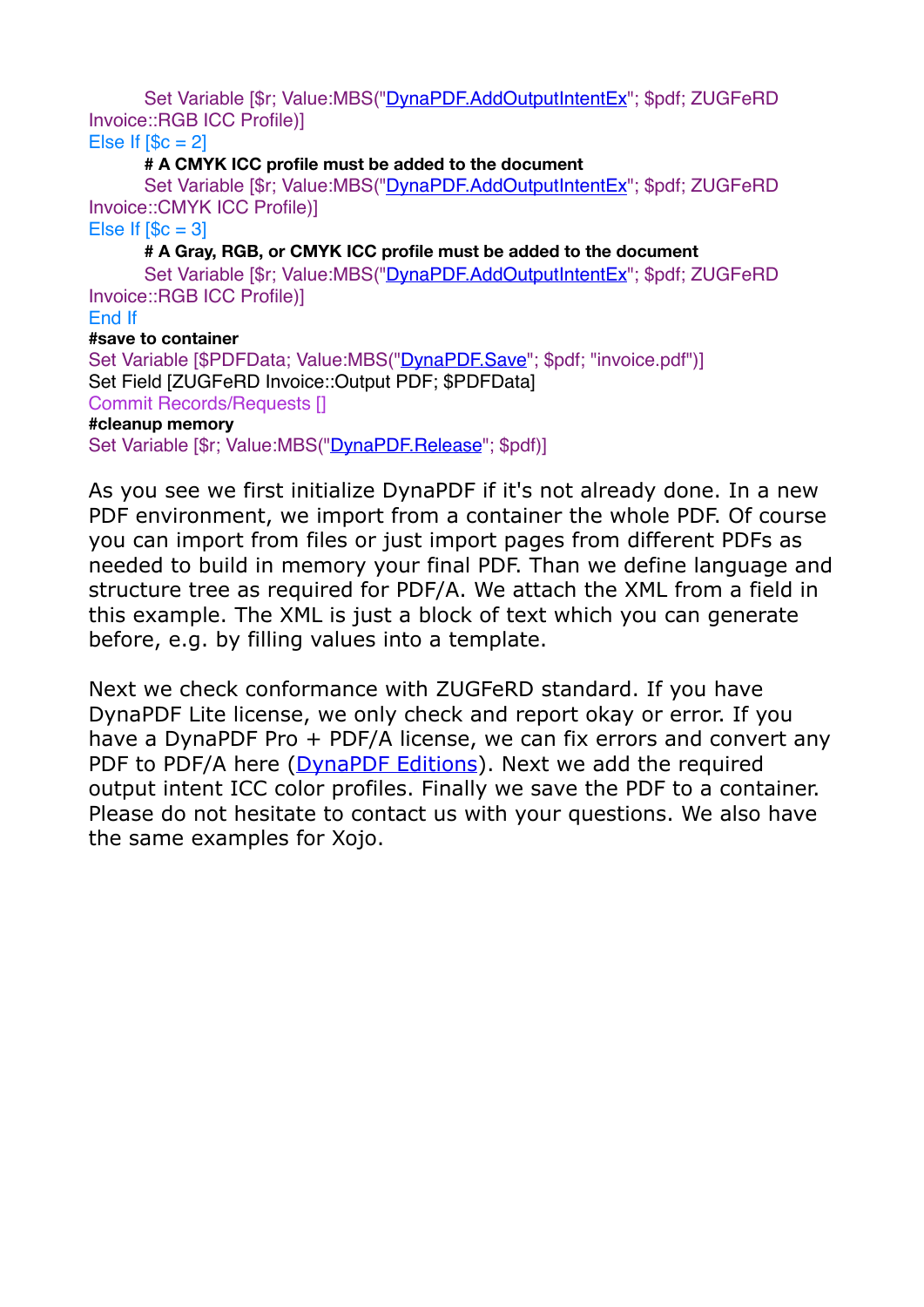```
	Set Variable [$r; Value:MBS("DynaPDF.AddOutputIntentEx"; $pdf; ZUGFeRD Invoice::RGB ICC Profile)]
Else If [$c = 2]
	# A CMYK ICC profile must be added to the document
	Set Variable [$r; Value:MBS("DynaPDF.AddOutputIntentEx"; $pdf; ZUGFeRD Invoice::CMYK ICC Profile)]
Else If [$c = 3]
	# A Gray, RGB, or CMYK ICC profile must be added to the document
	Set Variable [$r; Value:MBS("DynaPDF.AddOutputIntentEx"; $pdf; ZUGFeRD Invoice::RGB ICC Profile)]
End If
#save to container
Set Variable [$PDFData; Value:MBS("DynaPDF.Save"; $pdf; "invoice.pdf")]
Set Field [ZUGFeRD Invoice::Output PDF; $PDFData]
Commit Records/Requests []
#cleanup memory
Set Variable [$r; Value:MBS("DynaPDF.Release"; $pdf)]
```

As you see we first initialize DynaPDF if it's not already done. In a new PDF environment, we import from a container the whole PDF. Of course you can import from files or just import pages from different PDFs as needed to build in memory your final PDF. Than we define language and structure tree as required for PDF/A. We attach the XML from a field in this example. The XML is just a block of text which you can generate before, e.g. by filling values into a template.

Next we check conformance with ZUGFeRD standard. If you have DynaPDF Lite license, we only check and report okay or error. If you have a DynaPDF Pro + PDF/A license, we can fix errors and convert any PDF to PDF/A here (DynaPDF Editions). Next we add the required output intent ICC color profiles. Finally we save the PDF to a container. Please do not hesitate to contact us with your questions. We also have the same examples for Xojo.